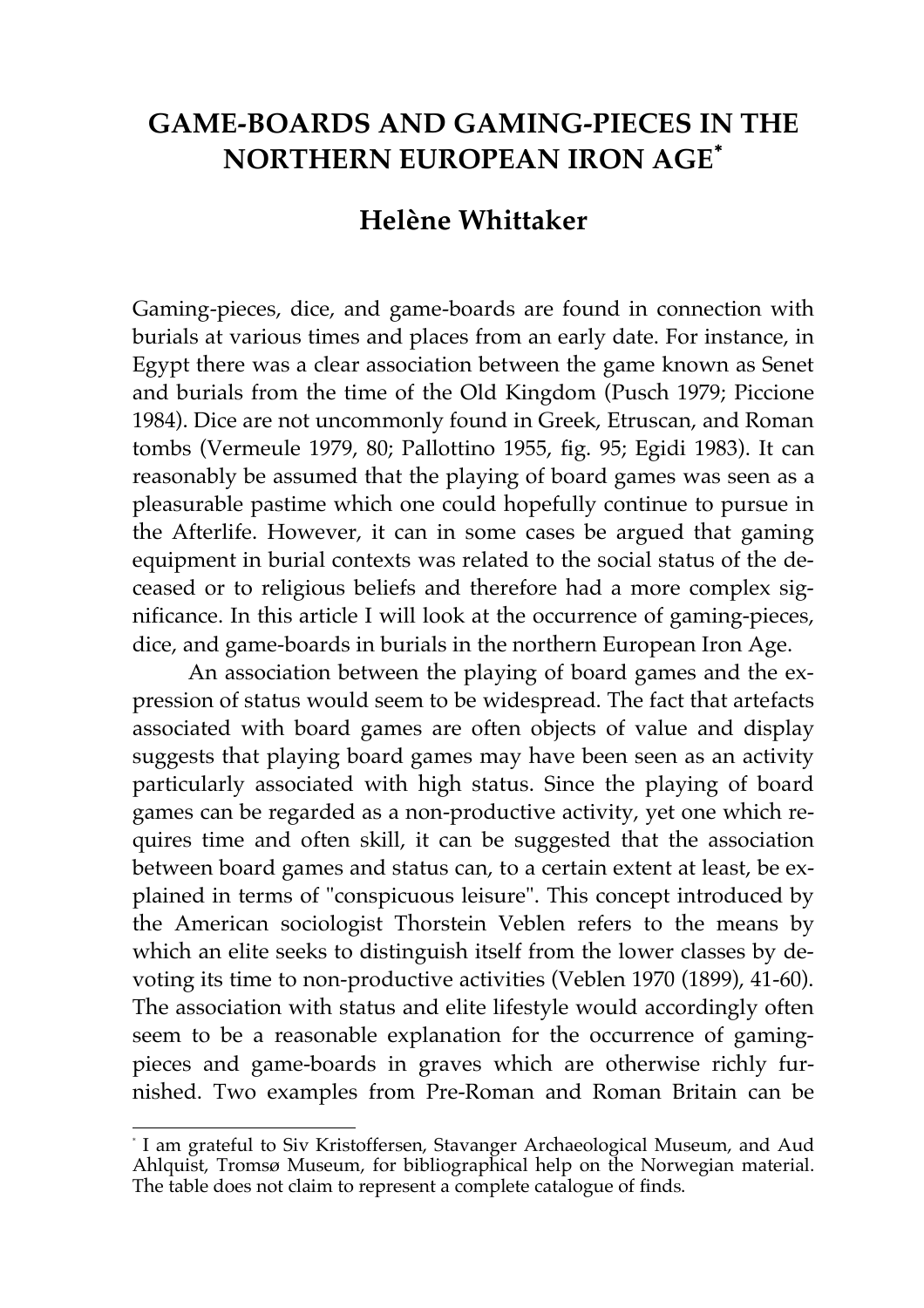# GAME-BOARDS AND GAMING-PIECES IN THE NORTHERN EUROPEAN IRON AGE*

## Helène Whittaker

Gaming-pieces, dice, and game-boards are found in connection with burials at various times and places from an early date. For instance, in Egypt there was a clear association between the game known as Senet and burials from the time of the Old Kingdom (Pusch 1979; Piccione 1984). Dice are not uncommonly found in Greek, Etruscan, and Roman tombs (Vermeule 1979, 80; Pallottino 1955, fig. 95; Egidi 1983). It can reasonably be assumed that the playing of board games was seen as a pleasurable pastime which one could hopefully continue to pursue in the Afterlife. However, it can in some cases be argued that gaming equipment in burial contexts was related to the social status of the deceased or to religious beliefs and therefore had a more complex significance. In this article I will look at the occurrence of gaming-pieces, dice, and game-boards in burials in the northern European Iron Age.

An association between the playing of board games and the expression of status would seem to be widespread. The fact that artefacts associated with board games are often objects of value and display suggests that playing board games may have been seen as an activity particularly associated with high status. Since the playing of board games can be regarded as a non-productive activity, yet one which requires time and often skill, it can be suggested that the association between board games and status can, to a certain extent at least, be explained in terms of "conspicuous leisure". This concept introduced by the American sociologist Thorstein Veblen refers to the means by which an elite seeks to distinguish itself from the lower classes by devoting its time to non-productive activities (Veblen 1970 (1899), 41-60). The association with status and elite lifestyle would accordingly often seem to be a reasonable explanation for the occurrence of gaming-pieces and game-boards in graves which are otherwise richly furnished. Two examples from Pre-Roman and Roman Britain can be

* I am grateful to Siv Kristoffersen, Stavanger Archaeological Museum, and Aud Ahlquist, Tromsø Museum, for bibliographical help on the Norwegian material. The table does not claim to represent a complete catalogue of finds.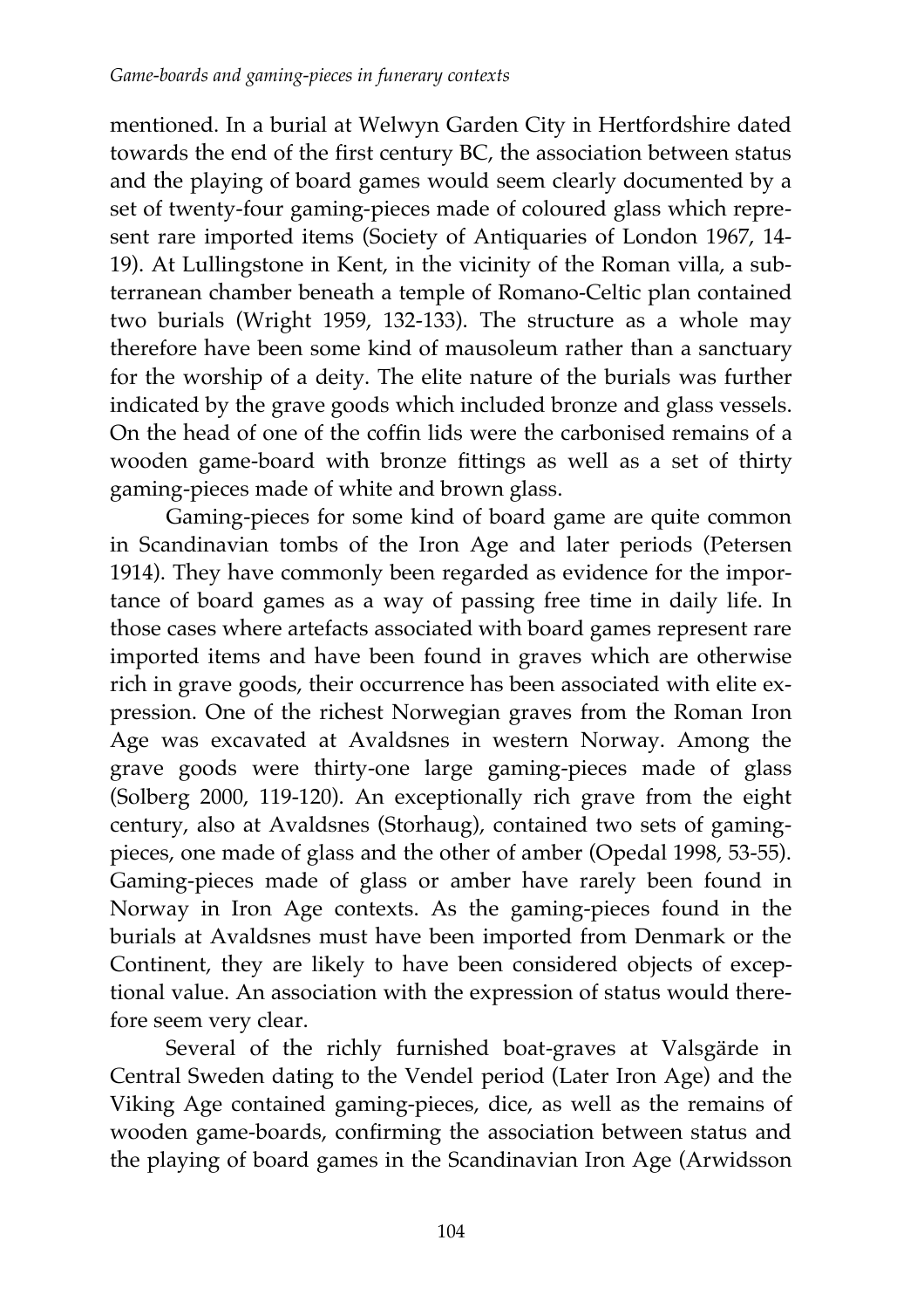mentioned. In a burial at Welwyn Garden City in Hertfordshire dated towards the end of the first century BC, the association between status and the playing of board games would seem clearly documented by a set of twenty-four gaming-pieces made of coloured glass which represent rare imported items (Society of Antiquaries of London 1967, 14-19). At Lullingstone in Kent, in the vicinity of the Roman villa, a subterranean chamber beneath a temple of Romano-Celtic plan contained two burials (Wright 1959, 132-133). The structure as a whole may therefore have been some kind of mausoleum rather than a sanctuary for the worship of a deity. The elite nature of the burials was further indicated by the grave goods which included bronze and glass vessels. On the head of one of the coffin lids were the carbonised remains of a wooden game-board with bronze fittings as well as a set of thirty gaming-pieces made of white and brown glass.

Gaming-pieces for some kind of board game are quite common in Scandinavian tombs of the Iron Age and later periods (Petersen 1914). They have commonly been regarded as evidence for the importance of board games as a way of passing free time in daily life. In those cases where artefacts associated with board games represent rare imported items and have been found in graves which are otherwise rich in grave goods, their occurrence has been associated with elite expression. One of the richest Norwegian graves from the Roman Iron Age was excavated at Avaldsnes in western Norway. Among the grave goods were thirty-one large gaming-pieces made of glass (Solberg 2000, 119-120). An exceptionally rich grave from the eight century, also at Avaldsnes (Storhaug), contained two sets of gaming-pieces, one made of glass and the other of amber (Opedal 1998, 53-55). Gaming-pieces made of glass or amber have rarely been found in Norway in Iron Age contexts. As the gaming-pieces found in the burials at Avaldsnes must have been imported from Denmark or the Continent, they are likely to have been considered objects of exceptional value. An association with the expression of status would therefore seem very clear.

Several of the richly furnished boat-graves at Valsgärde in Central Sweden dating to the Vendel period (Later Iron Age) and the Viking Age contained gaming-pieces, dice, as well as the remains of wooden game-boards, confirming the association between status and the playing of board games in the Scandinavian Iron Age (Arwidsson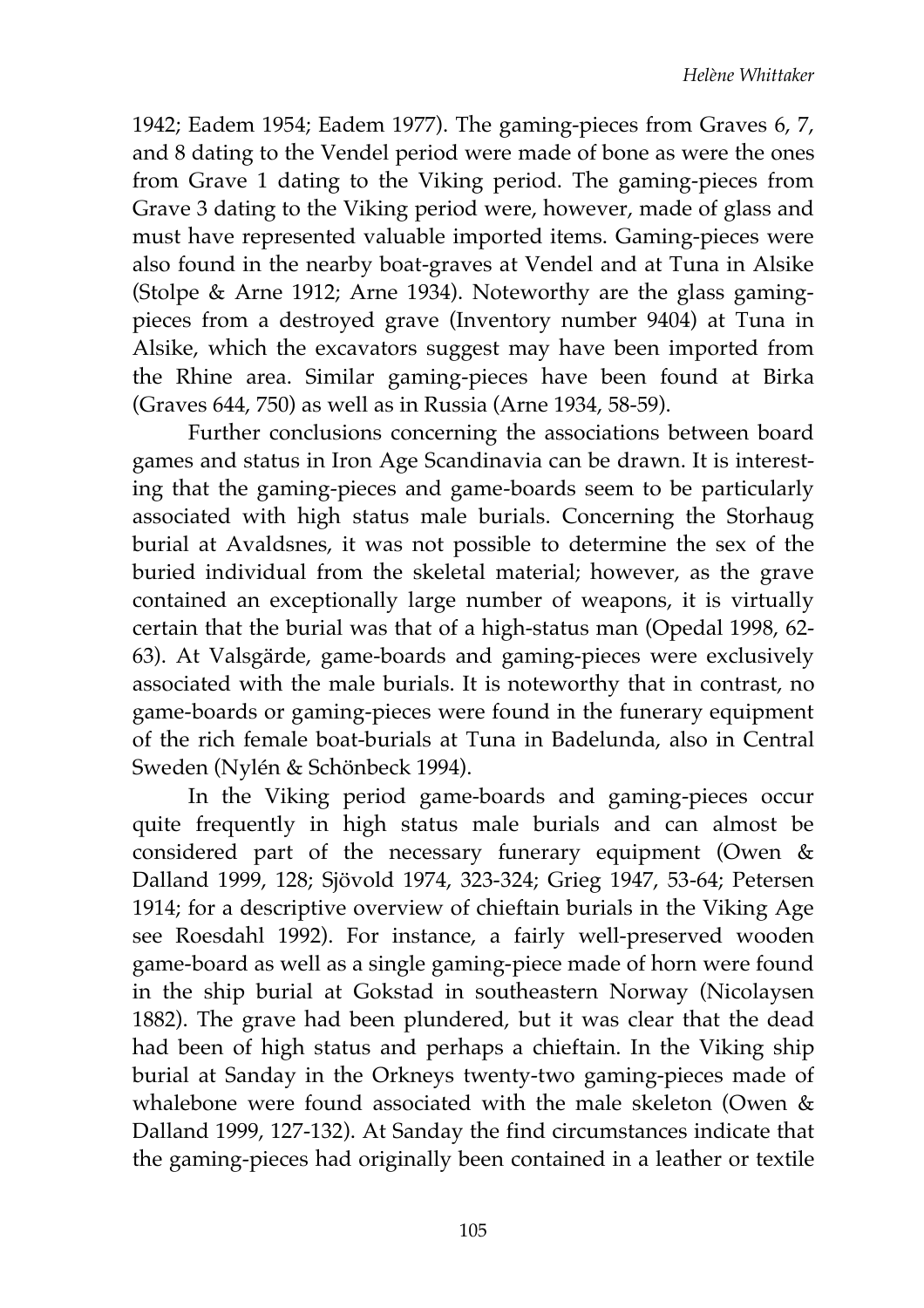1942; Eadem 1954; Eadem 1977). The gaming-pieces from Graves 6, 7, and 8 dating to the Vendel period were made of bone as were the ones from Grave 1 dating to the Viking period. The gaming-pieces from Grave 3 dating to the Viking period were, however, made of glass and must have represented valuable imported items. Gaming-pieces were also found in the nearby boat-graves at Vendel and at Tuna in Alsike (Stolpe & Arne 1912; Arne 1934). Noteworthy are the glass gaming-pieces from a destroyed grave (Inventory number 9404) at Tuna in Alsike, which the excavators suggest may have been imported from the Rhine area. Similar gaming-pieces have been found at Birka (Graves 644, 750) as well as in Russia (Arne 1934, 58-59).

Further conclusions concerning the associations between board games and status in Iron Age Scandinavia can be drawn. It is interesting that the gaming-pieces and game-boards seem to be particularly associated with high status male burials. Concerning the Storhaug burial at Avaldsnes, it was not possible to determine the sex of the buried individual from the skeletal material; however, as the grave contained an exceptionally large number of weapons, it is virtually certain that the burial was that of a high-status man (Opedal 1998, 62-63). At Valsgärde, game-boards and gaming-pieces were exclusively associated with the male burials. It is noteworthy that in contrast, no game-boards or gaming-pieces were found in the funerary equipment of the rich female boat-burials at Tuna in Badelunda, also in Central Sweden (Nylén & Schönbeck 1994).

In the Viking period game-boards and gaming-pieces occur quite frequently in high status male burials and can almost be considered part of the necessary funerary equipment (Owen & Dalland 1999, 128; Sjövold 1974, 323-324; Grieg 1947, 53-64; Petersen 1914; for a descriptive overview of chieftain burials in the Viking Age see Roesdahl 1992). For instance, a fairly well-preserved wooden game-board as well as a single gaming-piece made of horn were found in the ship burial at Gokstad in southeastern Norway (Nicolaysen 1882). The grave had been plundered, but it was clear that the dead had been of high status and perhaps a chieftain. In the Viking ship burial at Sanday in the Orkneys twenty-two gaming-pieces made of whalebone were found associated with the male skeleton (Owen & Dalland 1999, 127-132). At Sanday the find circumstances indicate that the gaming-pieces had originally been contained in a leather or textile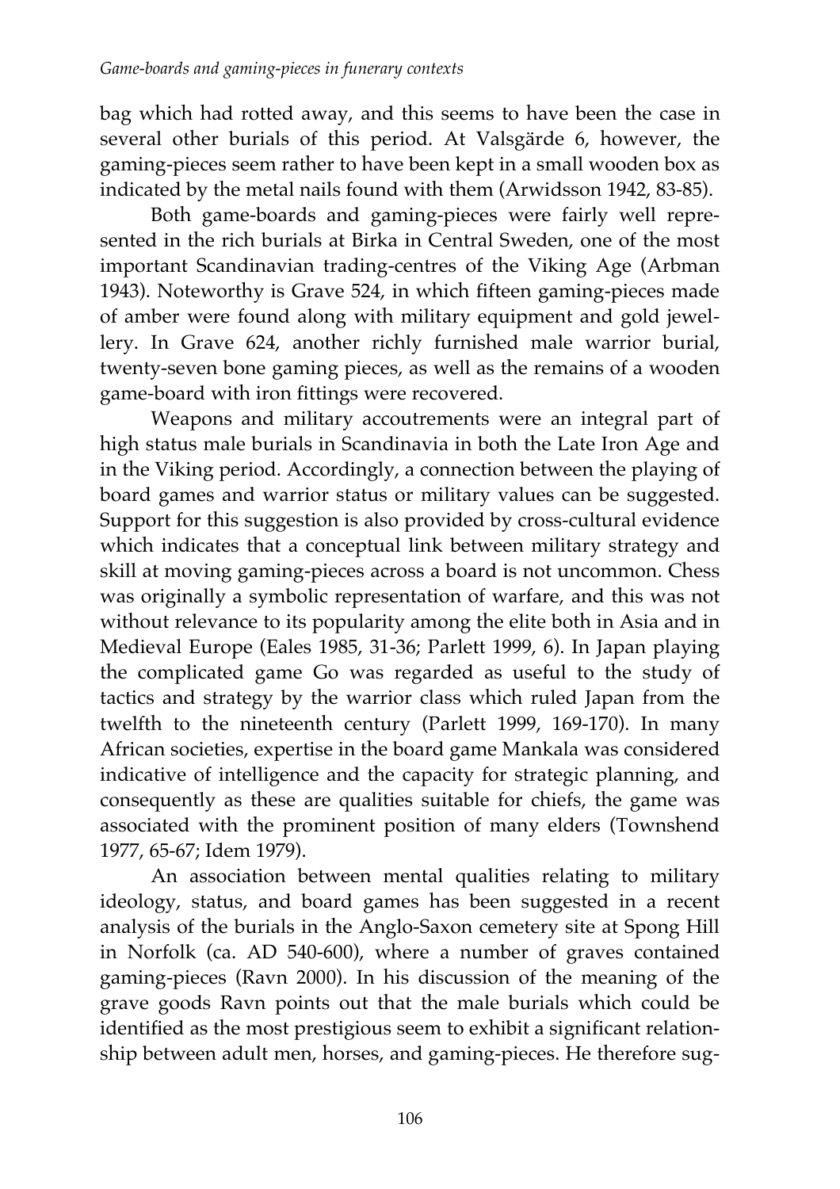bag which had rotted away, and this seems to have been the case in several other burials of this period. At Valsgärde 6, however, the gaming-pieces seem rather to have been kept in a small wooden box as indicated by the metal nails found with them (Arwidsson 1942, 83-85).

Both game-boards and gaming-pieces were fairly well represented in the rich burials at Birka in Central Sweden, one of the most important Scandinavian trading-centres of the Viking Age (Arbman 1943). Noteworthy is Grave 524, in which fifteen gaming-pieces made of amber were found along with military equipment and gold jewellery. In Grave 624, another richly furnished male warrior burial, twenty-seven bone gaming pieces, as well as the remains of a wooden game-board with iron fittings were recovered.

Weapons and military accoutrements were an integral part of high status male burials in Scandinavia in both the Late Iron Age and in the Viking period. Accordingly, a connection between the playing of board games and warrior status or military values can be suggested. Support for this suggestion is also provided by cross-cultural evidence which indicates that a conceptual link between military strategy and skill at moving gaming-pieces across a board is not uncommon. Chess was originally a symbolic representation of warfare, and this was not without relevance to its popularity among the elite both in Asia and in Medieval Europe (Eales 1985, 31-36; Parlett 1999, 6). In Japan playing the complicated game Go was regarded as useful to the study of tactics and strategy by the warrior class which ruled Japan from the twelfth to the nineteenth century (Parlett 1999, 169-170). In many African societies, expertise in the board game Mankala was considered indicative of intelligence and the capacity for strategic planning, and consequently as these are qualities suitable for chiefs, the game was associated with the prominent position of many elders (Townshend 1977, 65-67; Idem 1979).

An association between mental qualities relating to military ideology, status, and board games has been suggested in a recent analysis of the burials in the Anglo-Saxon cemetery site at Spong Hill in Norfolk (ca. AD 540-600), where a number of graves contained gaming-pieces (Ravn 2000). In his discussion of the meaning of the grave goods Ravn points out that the male burials which could be identified as the most prestigious seem to exhibit a significant relationship between adult men, horses, and gaming-pieces. He therefore sug-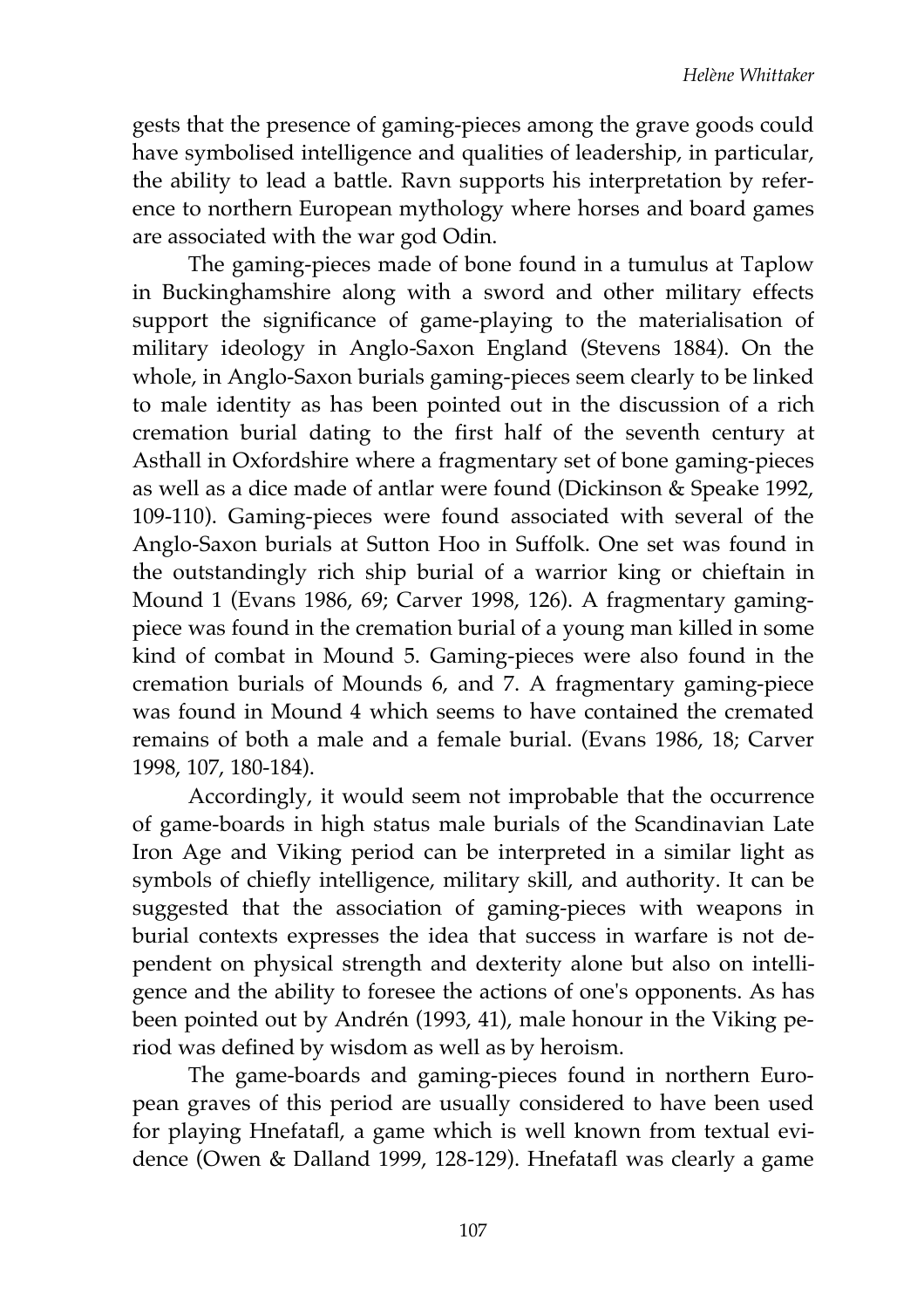gests that the presence of gaming-pieces among the grave goods could have symbolised intelligence and qualities of leadership, in particular, the ability to lead a battle. Ravn supports his interpretation by reference to northern European mythology where horses and board games are associated with the war god Odin.

The gaming-pieces made of bone found in a tumulus at Taplow in Buckinghamshire along with a sword and other military effects support the significance of game-playing to the materialisation of military ideology in Anglo-Saxon England (Stevens 1884). On the whole, in Anglo-Saxon burials gaming-pieces seem clearly to be linked to male identity as has been pointed out in the discussion of a rich cremation burial dating to the first half of the seventh century at Asthall in Oxfordshire where a fragmentary set of bone gaming-pieces as well as a dice made of antlar were found (Dickinson & Speake 1992, 109-110). Gaming-pieces were found associated with several of the Anglo-Saxon burials at Sutton Hoo in Suffolk. One set was found in the outstandingly rich ship burial of a warrior king or chieftain in Mound 1 (Evans 1986, 69; Carver 1998, 126). A fragmentary gaming-piece was found in the cremation burial of a young man killed in some kind of combat in Mound 5. Gaming-pieces were also found in the cremation burials of Mounds 6, and 7. A fragmentary gaming-piece was found in Mound 4 which seems to have contained the cremated remains of both a male and a female burial. (Evans 1986, 18; Carver 1998, 107, 180-184).

Accordingly, it would seem not improbable that the occurrence of game-boards in high status male burials of the Scandinavian Late Iron Age and Viking period can be interpreted in a similar light as symbols of chiefly intelligence, military skill, and authority. It can be suggested that the association of gaming-pieces with weapons in burial contexts expresses the idea that success in warfare is not dependent on physical strength and dexterity alone but also on intelligence and the ability to foresee the actions of one's opponents. As has been pointed out by Andrén (1993, 41), male honour in the Viking period was defined by wisdom as well as by heroism.

The game-boards and gaming-pieces found in northern European graves of this period are usually considered to have been used for playing Hnefatafl, a game which is well known from textual evidence (Owen & Dalland 1999, 128-129). Hnefatafl was clearly a game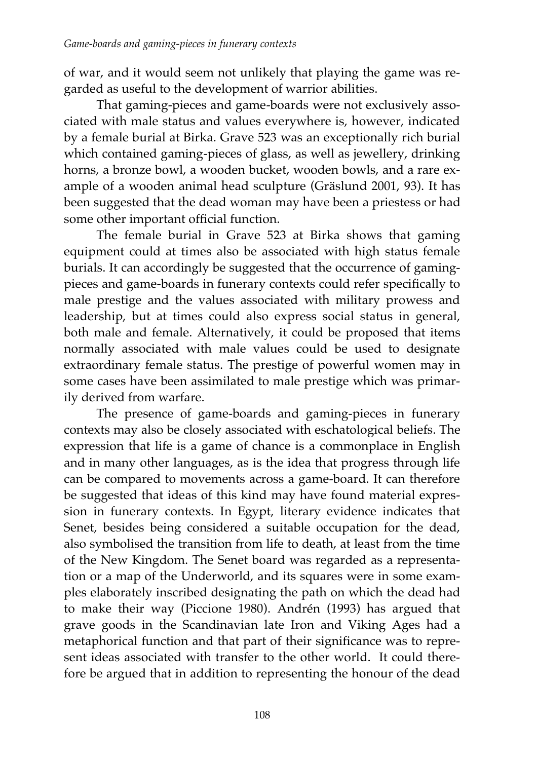of war, and it would seem not unlikely that playing the game was regarded as useful to the development of warrior abilities.

That gaming-pieces and game-boards were not exclusively associated with male status and values everywhere is, however, indicated by a female burial at Birka. Grave 523 was an exceptionally rich burial which contained gaming-pieces of glass, as well as jewellery, drinking horns, a bronze bowl, a wooden bucket, wooden bowls, and a rare example of a wooden animal head sculpture (Gräslund 2001, 93). It has been suggested that the dead woman may have been a priestess or had some other important official function.

The female burial in Grave 523 at Birka shows that gaming equipment could at times also be associated with high status female burials. It can accordingly be suggested that the occurrence of gaming-pieces and game-boards in funerary contexts could refer specifically to male prestige and the values associated with military prowess and leadership, but at times could also express social status in general, both male and female. Alternatively, it could be proposed that items normally associated with male values could be used to designate extraordinary female status. The prestige of powerful women may in some cases have been assimilated to male prestige which was primarily derived from warfare.

The presence of game-boards and gaming-pieces in funerary contexts may also be closely associated with eschatological beliefs. The expression that life is a game of chance is a commonplace in English and in many other languages, as is the idea that progress through life can be compared to movements across a game-board. It can therefore be suggested that ideas of this kind may have found material expression in funerary contexts. In Egypt, literary evidence indicates that Senet, besides being considered a suitable occupation for the dead, also symbolised the transition from life to death, at least from the time of the New Kingdom. The Senet board was regarded as a representation or a map of the Underworld, and its squares were in some examples elaborately inscribed designating the path on which the dead had to make their way (Piccione 1980). Andrén (1993) has argued that grave goods in the Scandinavian late Iron and Viking Ages had a metaphorical function and that part of their significance was to represent ideas associated with transfer to the other world. It could therefore be argued that in addition to representing the honour of the dead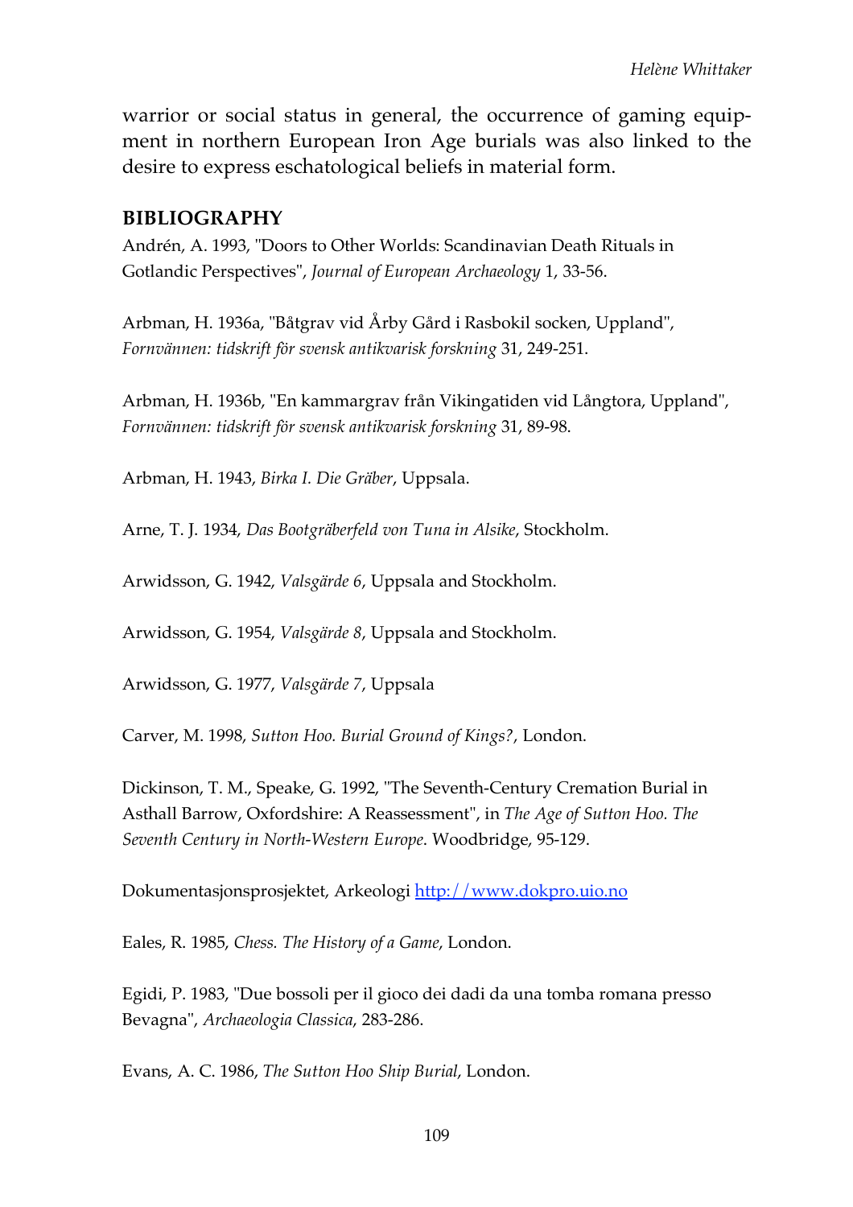warrior or social status in general, the occurrence of gaming equipment in northern European Iron Age burials was also linked to the desire to express eschatological beliefs in material form.

## BIBLIOGRAPHY

Andrén, A. 1993, "Doors to Other Worlds: Scandinavian Death Rituals in Gotlandic Perspectives", *Journal of European Archaeology* 1, 33-56.

Arbman, H. 1936a, "Båtgrav vid Årby Gård i Rasbokil socken, Uppland", *Fornvännen: tidskrift för svensk antikvarisk forskning* 31, 249-251.

Arbman, H. 1936b, "En kammargrav från Vikingatiden vid Långtora, Uppland", *Fornvännen: tidskrift för svensk antikvarisk forskning* 31, 89-98.

Arbman, H. 1943, *Birka I. Die Gräber*, Uppsala.

Arne, T. J. 1934, *Das Bootgräberfeld von Tuna in Alsike*, Stockholm.

Arwidsson, G. 1942, *Valsgärde 6*, Uppsala and Stockholm.

Arwidsson, G. 1954, *Valsgärde 8*, Uppsala and Stockholm.

Arwidsson, G. 1977, *Valsgärde 7*, Uppsala

Carver, M. 1998, *Sutton Hoo. Burial Ground of Kings?*, London.

Dickinson, T. M., Speake, G. 1992, "The Seventh-Century Cremation Burial in Asthall Barrow, Oxfordshire: A Reassessment", in *The Age of Sutton Hoo. The Seventh Century in North-Western Europe*. Woodbridge, 95-129.

Dokumentasjonsprosjektet, Arkeologi [http://www.dokpro.uio.no](http://www.dokpro.uio.no)

Eales, R. 1985, *Chess. The History of a Game*, London.

Egidi, P. 1983, "Due bossoli per il gioco dei dadi da una tomba romana presso Bevagna", *Archaeologia Classica*, 283-286.

Evans, A. C. 1986, *The Sutton Hoo Ship Burial*, London.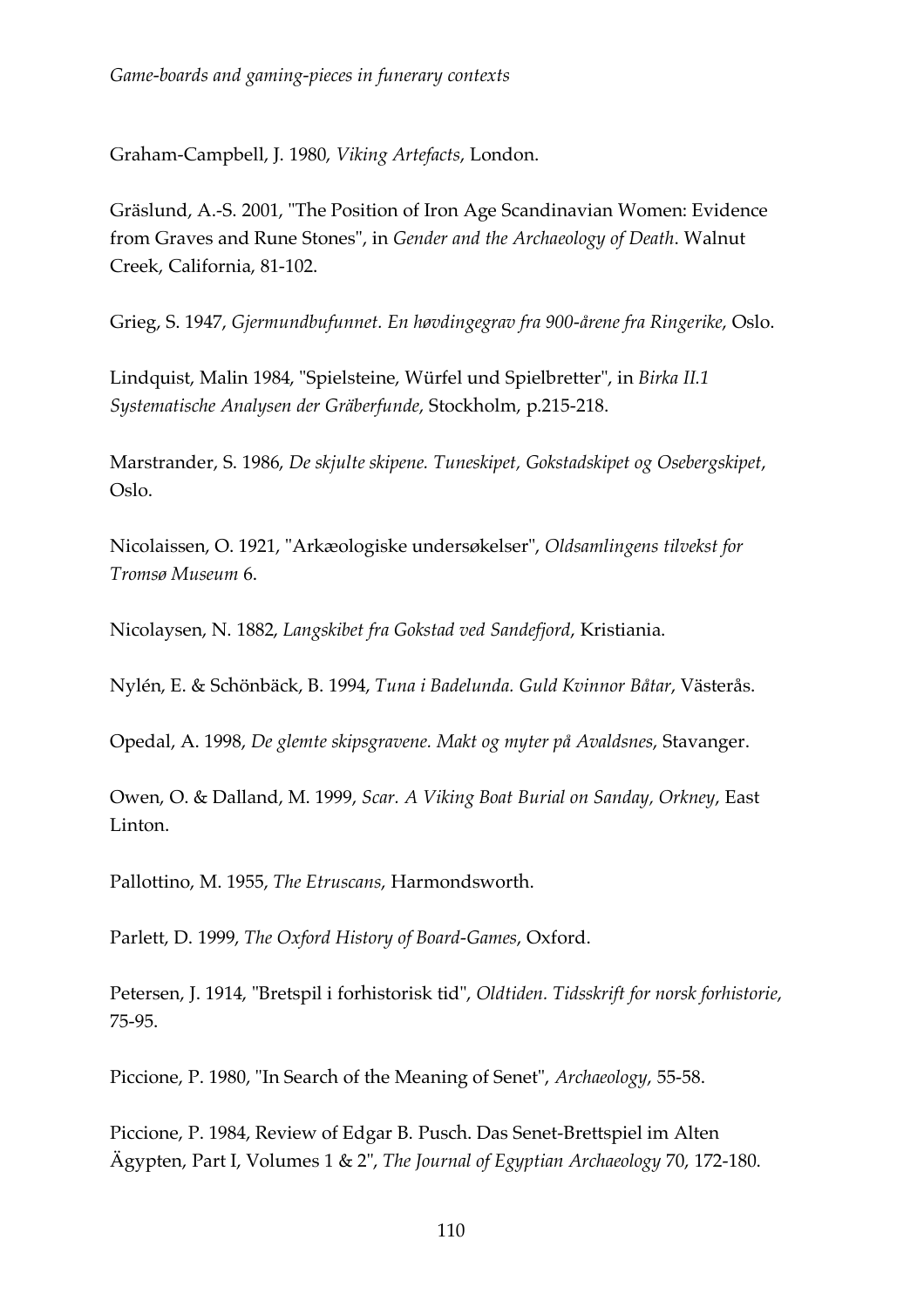Graham-Campbell, J. 1980, *Viking Artefacts*, London.

Gräslund, A.-S. 2001, "The Position of Iron Age Scandinavian Women: Evidence from Graves and Rune Stones", in *Gender and the Archaeology of Death*. Walnut Creek, California, 81-102.

Grieg, S. 1947, *Gjermundbufunnet. En høvdingegrav fra 900-årene fra Ringerike*, Oslo.

Lindquist, Malin 1984, "Spielsteine, Würfel und Spielbretter", in *Birka II.1 Systematische Analysen der Gräberfunde*, Stockholm, p.215-218.

Marstrander, S. 1986, *De skjulte skipene. Tuneskipet, Gokstadskipet og Osebergskipet*, Oslo.

Nicolaissen, O. 1921, "Arkæologiske undersøkelser", *Oldsamlingens tilvekst for Tromsø Museum* 6.

Nicolaysen, N. 1882, *Langskibet fra Gokstad ved Sandefjord*, Kristiania.

Nylén, E. & Schönbäck, B. 1994, *Tuna i Badelunda. Guld Kvinnor Båtar*, Västerås.

Opedal, A. 1998, *De glemte skipsgravene. Makt og myter på Avaldsnes*, Stavanger.

Owen, O. & Dalland, M. 1999, *Scar. A Viking Boat Burial on Sanday, Orkney*, East Linton.

Pallottino, M. 1955, *The Etruscans*, Harmondsworth.

Parlett, D. 1999, *The Oxford History of Board-Games*, Oxford.

Petersen, J. 1914, "Bretspil i forhistorisk tid", *Oldtiden. Tidsskrift for norsk forhistorie*, 75-95.

Piccione, P. 1980, "In Search of the Meaning of Senet", *Archaeology*, 55-58.

Piccione, P. 1984, Review of Edgar B. Pusch. Das Senet-Brettspiel im Alten Ägypten, Part I, Volumes 1 & 2", *The Journal of Egyptian Archaeology* 70, 172-180.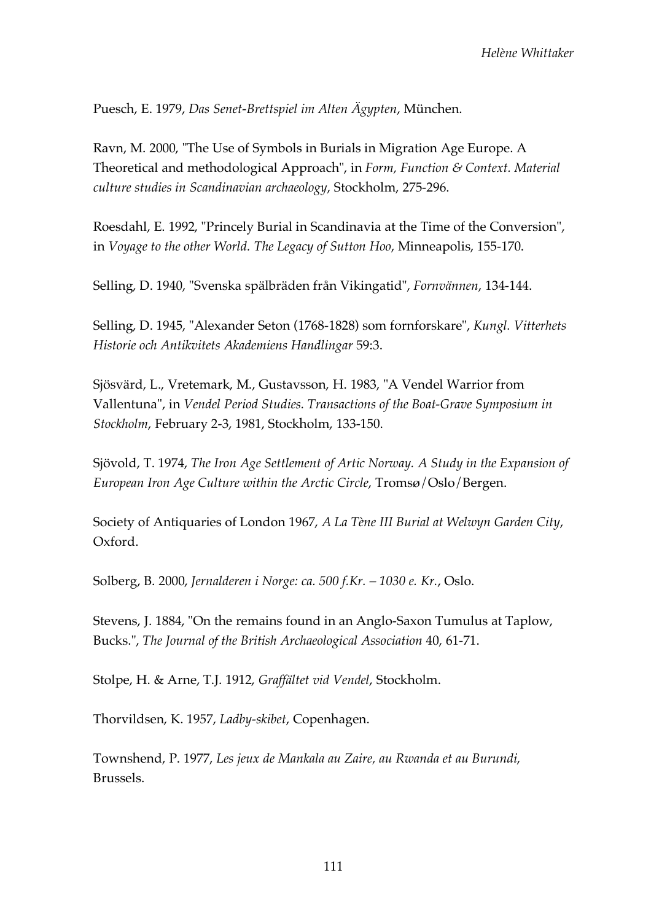Puesch, E. 1979, *Das Senet-Brettspiel im Alten Ägypten*, München.

Ravn, M. 2000, "The Use of Symbols in Burials in Migration Age Europe. A Theoretical and methodological Approach", in *Form, Function & Context. Material culture studies in Scandinavian archaeology*, Stockholm, 275-296.

Roesdahl, E. 1992, "Princely Burial in Scandinavia at the Time of the Conversion", in *Voyage to the other World. The Legacy of Sutton Hoo*, Minneapolis, 155-170.

Selling, D. 1940, "Svenska spälbräden från Vikingatid", *Fornvännen*, 134-144.

Selling, D. 1945, "Alexander Seton (1768-1828) som fornforskare", *Kungl. Vitterhets Historie och Antikvitets Akademiens Handlingar* 59:3.

Sjösvärd, L., Vretemark, M., Gustavsson, H. 1983, "A Vendel Warrior from Vallentuna", in *Vendel Period Studies. Transactions of the Boat-Grave Symposium in Stockholm*, February 2-3, 1981, Stockholm, 133-150.

Sjövold, T. 1974, *The Iron Age Settlement of Artic Norway. A Study in the Expansion of European Iron Age Culture within the Arctic Circle*, Tromsø/Oslo/Bergen.

Society of Antiquaries of London 1967, *A La Tène III Burial at Welwyn Garden City*, Oxford.

Solberg, B. 2000, *Jernalderen i Norge: ca. 500 f.Kr. – 1030 e. Kr.*, Oslo.

Stevens, J. 1884, "On the remains found in an Anglo-Saxon Tumulus at Taplow, Bucks.", *The Journal of the British Archaeological Association* 40, 61-71.

Stolpe, H. & Arne, T.J. 1912, *Graffältet vid Vendel*, Stockholm.

Thorvildsen, K. 1957, *Ladby-skibet*, Copenhagen.

Townshend, P. 1977, *Les jeux de Mankala au Zaire, au Rwanda et au Burundi*, Brussels.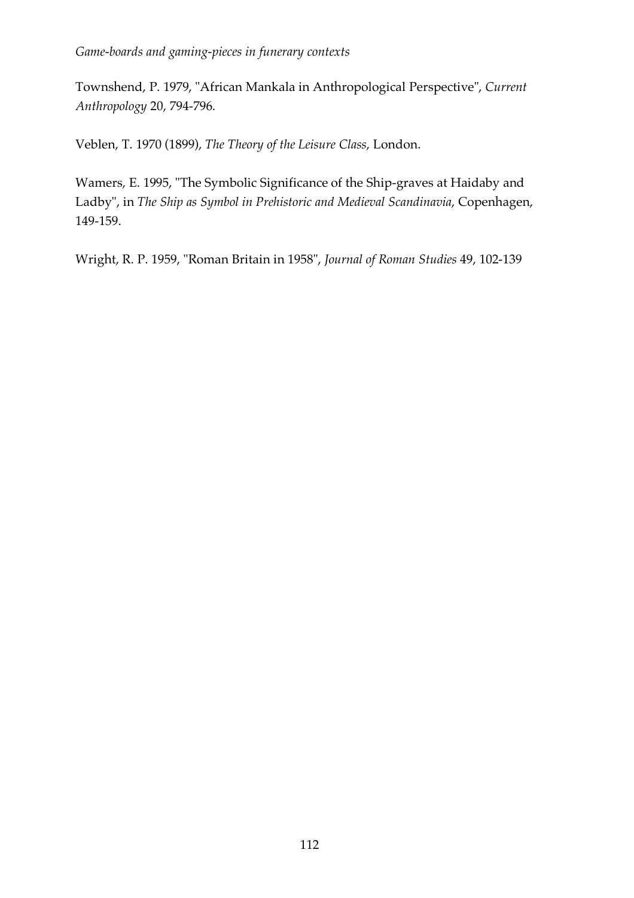Townshend, P. 1979, "African Mankala in Anthropological Perspective", *Current Anthropology* 20, 794-796.

Veblen, T. 1970 (1899), *The Theory of the Leisure Class*, London.

Wamers, E. 1995, "The Symbolic Significance of the Ship-graves at Haidaby and Ladby", in *The Ship as Symbol in Prehistoric and Medieval Scandinavia*, Copenhagen, 149-159.

Wright, R. P. 1959, "Roman Britain in 1958", *Journal of Roman Studies* 49, 102-139